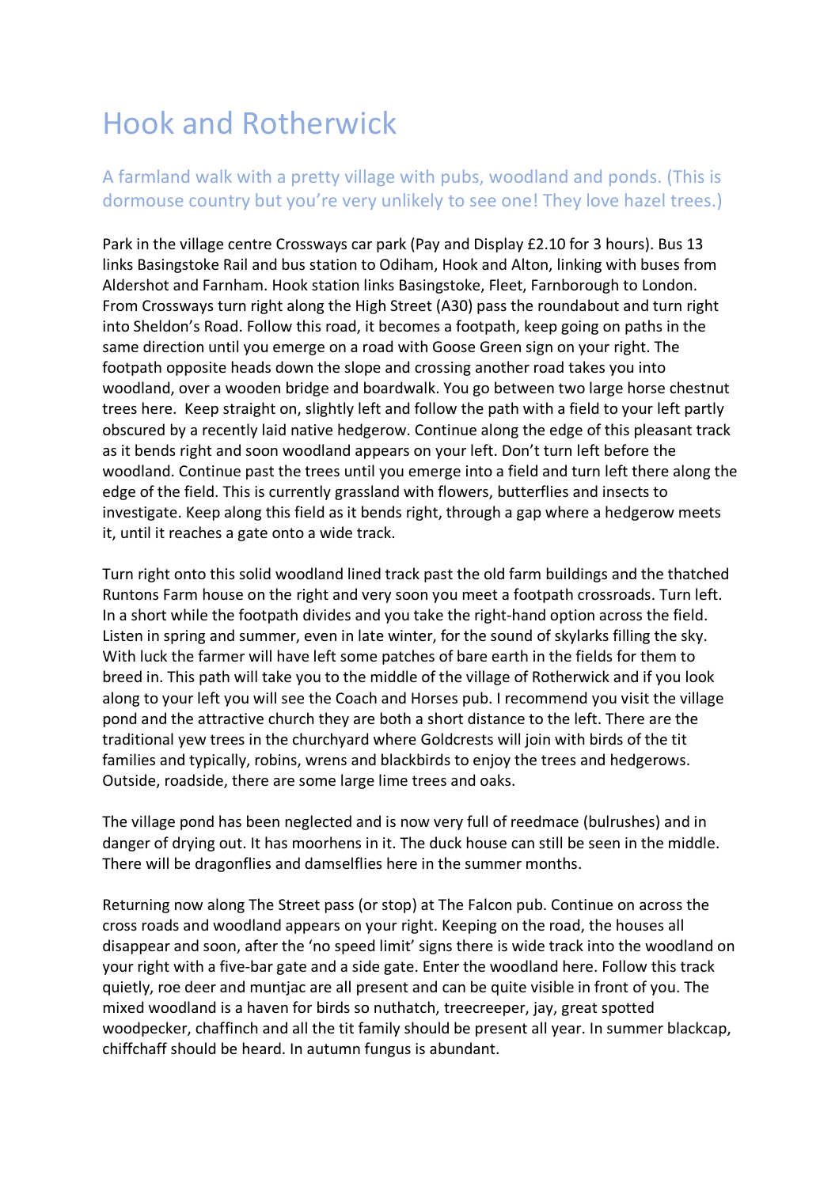# Hook and Rotherwick

## A farmland walk with a pretty village with pubs, woodland and ponds. (This is dormouse country but you're very unlikely to see one! They love hazel trees.)

Park in the village centre Crossways car park (Pay and Display £2.10 for 3 hours). Bus 13 links Basingstoke Rail and bus station to Odiham, Hook and Alton, linking with buses from Aldershot and Farnham. Hook station links Basingstoke, Fleet, Farnborough to London. From Crossways turn right along the High Street (A30) pass the roundabout and turn right into Sheldon's Road. Follow this road, it becomes a footpath, keep going on paths in the same direction until you emerge on a road with Goose Green sign on your right. The footpath opposite heads down the slope and crossing another road takes you into woodland, over a wooden bridge and boardwalk. You go between two large horse chestnut trees here. Keep straight on, slightly left and follow the path with a field to your left partly obscured by a recently laid native hedgerow. Continue along the edge of this pleasant track as it bends right and soon woodland appears on your left. Don't turn left before the woodland. Continue past the trees until you emerge into a field and turn left there along the edge of the field. This is currently grassland with flowers, butterflies and insects to investigate. Keep along this field as it bends right, through a gap where a hedgerow meets it, until it reaches a gate onto a wide track.

Turn right onto this solid woodland lined track past the old farm buildings and the thatched Runtons Farm house on the right and very soon you meet a footpath crossroads. Turn left. In a short while the footpath divides and you take the right-hand option across the field. Listen in spring and summer, even in late winter, for the sound of skylarks filling the sky. With luck the farmer will have left some patches of bare earth in the fields for them to breed in. This path will take you to the middle of the village of Rotherwick and if you look along to your left you will see the Coach and Horses pub. I recommend you visit the village pond and the attractive church they are both a short distance to the left. There are the traditional yew trees in the churchyard where Goldcrests will join with birds of the tit families and typically, robins, wrens and blackbirds to enjoy the trees and hedgerows. Outside, roadside, there are some large lime trees and oaks.

The village pond has been neglected and is now very full of reedmace (bulrushes) and in danger of drying out. It has moorhens in it. The duck house can still be seen in the middle. There will be dragonflies and damselflies here in the summer months.

Returning now along The Street pass (or stop) at The Falcon pub. Continue on across the cross roads and woodland appears on your right. Keeping on the road, the houses all disappear and soon, after the 'no speed limit' signs there is wide track into the woodland on your right with a five-bar gate and a side gate. Enter the woodland here. Follow this track quietly, roe deer and muntjac are all present and can be quite visible in front of you. The mixed woodland is a haven for birds so nuthatch, treecreeper, jay, great spotted woodpecker, chaffinch and all the tit family should be present all year. In summer blackcap, chiffchaff should be heard. In autumn fungus is abundant.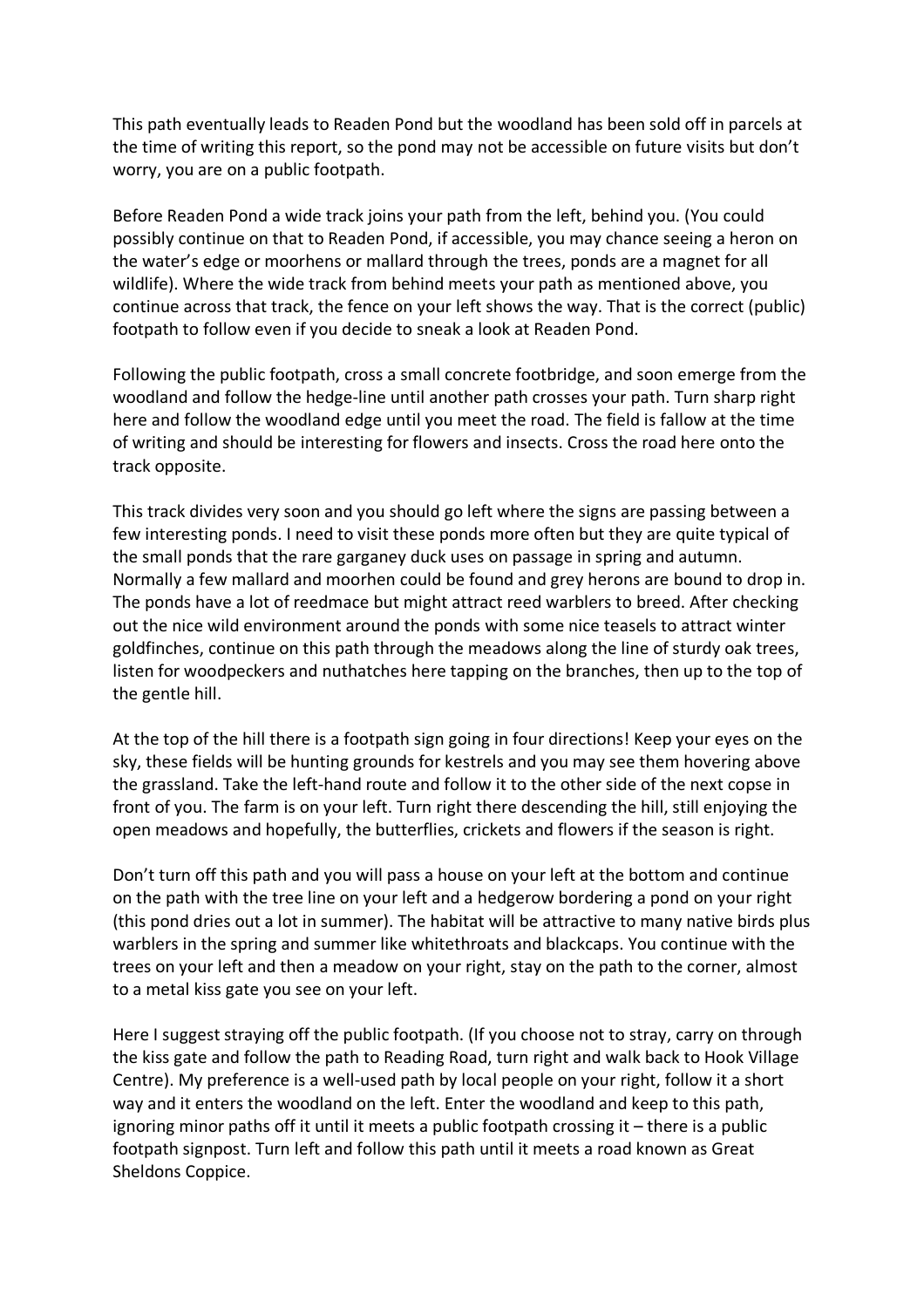This path eventually leads to Readen Pond but the woodland has been sold off in parcels at the time of writing this report, so the pond may not be accessible on future visits but don't worry, you are on a public footpath.

Before Readen Pond a wide track joins your path from the left, behind you. (You could possibly continue on that to Readen Pond, if accessible, you may chance seeing a heron on the water's edge or moorhens or mallard through the trees, ponds are a magnet for all wildlife). Where the wide track from behind meets your path as mentioned above, you continue across that track, the fence on your left shows the way. That is the correct (public) footpath to follow even if you decide to sneak a look at Readen Pond.

Following the public footpath, cross a small concrete footbridge, and soon emerge from the woodland and follow the hedge-line until another path crosses your path. Turn sharp right here and follow the woodland edge until you meet the road. The field is fallow at the time of writing and should be interesting for flowers and insects. Cross the road here onto the track opposite.

This track divides very soon and you should go left where the signs are passing between a few interesting ponds. I need to visit these ponds more often but they are quite typical of the small ponds that the rare garganey duck uses on passage in spring and autumn. Normally a few mallard and moorhen could be found and grey herons are bound to drop in. The ponds have a lot of reedmace but might attract reed warblers to breed. After checking out the nice wild environment around the ponds with some nice teasels to attract winter goldfinches, continue on this path through the meadows along the line of sturdy oak trees, listen for woodpeckers and nuthatches here tapping on the branches, then up to the top of the gentle hill.

At the top of the hill there is a footpath sign going in four directions! Keep your eyes on the sky, these fields will be hunting grounds for kestrels and you may see them hovering above the grassland. Take the left-hand route and follow it to the other side of the next copse in front of you. The farm is on your left. Turn right there descending the hill, still enjoying the open meadows and hopefully, the butterflies, crickets and flowers if the season is right.

Don't turn off this path and you will pass a house on your left at the bottom and continue on the path with the tree line on your left and a hedgerow bordering a pond on your right (this pond dries out a lot in summer). The habitat will be attractive to many native birds plus warblers in the spring and summer like whitethroats and blackcaps. You continue with the trees on your left and then a meadow on your right, stay on the path to the corner, almost to a metal kiss gate you see on your left.

Here I suggest straying off the public footpath. (If you choose not to stray, carry on through the kiss gate and follow the path to Reading Road, turn right and walk back to Hook Village Centre). My preference is a well-used path by local people on your right, follow it a short way and it enters the woodland on the left. Enter the woodland and keep to this path, ignoring minor paths off it until it meets a public footpath crossing it – there is a public footpath signpost. Turn left and follow this path until it meets a road known as Great Sheldons Coppice.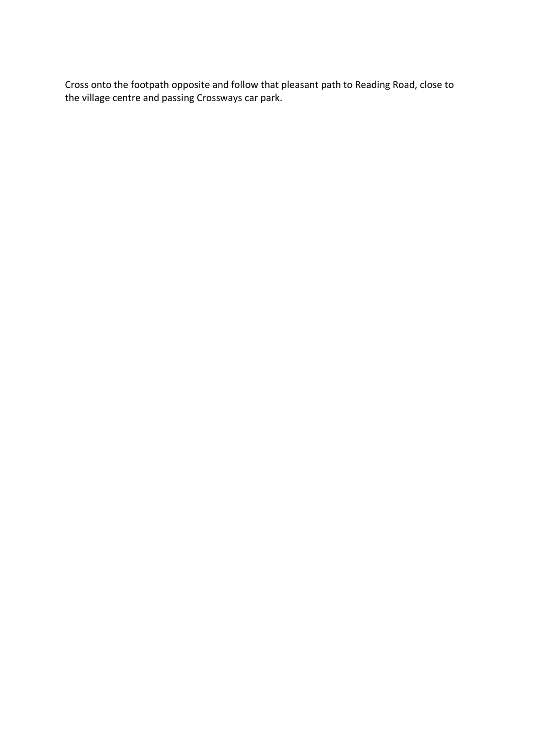Cross onto the footpath opposite and follow that pleasant path to Reading Road, close to the village centre and passing Crossways car park.